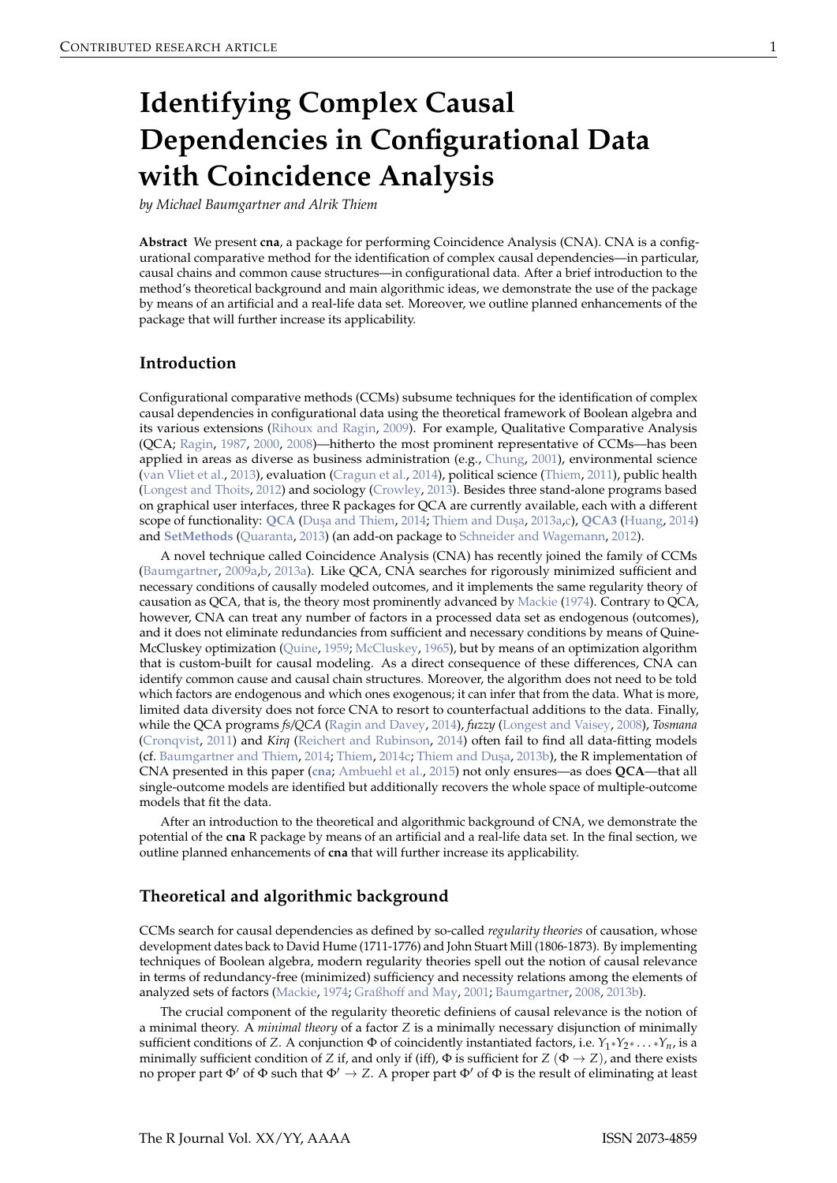# Identifying Complex Causal Dependencies in Configurational Data with Coincidence Analysis

*by Michael Baumgartner and Alrik Thiem*

**Abstract** We present **cna**, a package for performing Coincidence Analysis (CNA). CNA is a configurational comparative method for the identification of complex causal dependencies—in particular, causal chains and common cause structures—in configurational data. After a brief introduction to the method's theoretical background and main algorithmic ideas, we demonstrate the use of the package by means of an artificial and a real-life data set. Moreover, we outline planned enhancements of the package that will further increase its applicability.

## Introduction

Configurational comparative methods (CCMs) subsume techniques for the identification of complex causal dependencies in configurational data using the theoretical framework of Boolean algebra and its various extensions (Rihoux and Ragin, 2009). For example, Qualitative Comparative Analysis (QCA; Ragin, 1987, 2000, 2008)—hitherto the most prominent representative of CCMs—has been applied in areas as diverse as business administration (e.g., Chung, 2001), environmental science (van Vliet et al., 2013), evaluation (Cragun et al., 2014), political science (Thiem, 2011), public health (Longest and Thoits, 2012) and sociology (Crowley, 2013). Besides three stand-alone programs based on graphical user interfaces, three R packages for QCA are currently available, each with a different scope of functionality: **QCA** (Dușa and Thiem, 2014; Thiem and Dușa, 2013a,c), **QCA3** (Huang, 2014) and **SetMethods** (Quaranta, 2013) (an add-on package to Schneider and Wagemann, 2012).

A novel technique called Coincidence Analysis (CNA) has recently joined the family of CCMs (Baumgartner, 2009a,b, 2013a). Like QCA, CNA searches for rigorously minimized sufficient and necessary conditions of causally modeled outcomes, and it implements the same regularity theory of causation as QCA, that is, the theory most prominently advanced by Mackie (1974). Contrary to QCA, however, CNA can treat any number of factors in a processed data set as endogenous (outcomes), and it does not eliminate redundancies from sufficient and necessary conditions by means of Quine-McCluskey optimization (Quine, 1959; McCluskey, 1965), but by means of an optimization algorithm that is custom-built for causal modeling. As a direct consequence of these differences, CNA can identify common cause and causal chain structures. Moreover, the algorithm does not need to be told which factors are endogenous and which ones exogenous; it can infer that from the data. What is more, limited data diversity does not force CNA to resort to counterfactual additions to the data. Finally, while the QCA programs *fs/QCA* (Ragin and Davey, 2014), *fuzzy* (Longest and Vaisey, 2008), *Tosmana* (Cronqvist, 2011) and *Kirq* (Reichert and Rubinson, 2014) often fail to find all data-fitting models (cf. Baumgartner and Thiem, 2014; Thiem, 2014c; Thiem and Dușa, 2013b), the R implementation of CNA presented in this paper (**cna**; Ambuehl et al., 2015) not only ensures—as does **QCA**—that all single-outcome models are identified but additionally recovers the whole space of multiple-outcome models that fit the data.

After an introduction to the theoretical and algorithmic background of CNA, we demonstrate the potential of the **cna** R package by means of an artificial and a real-life data set. In the final section, we outline planned enhancements of **cna** that will further increase its applicability.

## Theoretical and algorithmic background

CCMs search for causal dependencies as defined by so-called *regularity theories* of causation, whose development dates back to David Hume (1711-1776) and John Stuart Mill (1806-1873). By implementing techniques of Boolean algebra, modern regularity theories spell out the notion of causal relevance in terms of redundancy-free (minimized) sufficiency and necessity relations among the elements of analyzed sets of factors (Mackie, 1974; Graßhoff and May, 2001; Baumgartner, 2008, 2013b).

The crucial component of the regularity theoretic definiens of causal relevance is the notion of a minimal theory. A *minimal theory* of a factor $Z$ is a minimally necessary disjunction of minimally sufficient conditions of $Z$. A conjunction $\Phi$ of coincidently instantiated factors, i.e. $Y_1 * Y_2 * \ldots * Y_n$, is a minimally sufficient condition of $Z$ if, and only if (iff), $\Phi$ is sufficient for $Z$ ($\Phi \rightarrow Z$), and there exists no proper part $\Phi'$ of $\Phi$ such that $\Phi' \rightarrow Z$. A proper part $\Phi'$ of $\Phi$ is the result of eliminating at least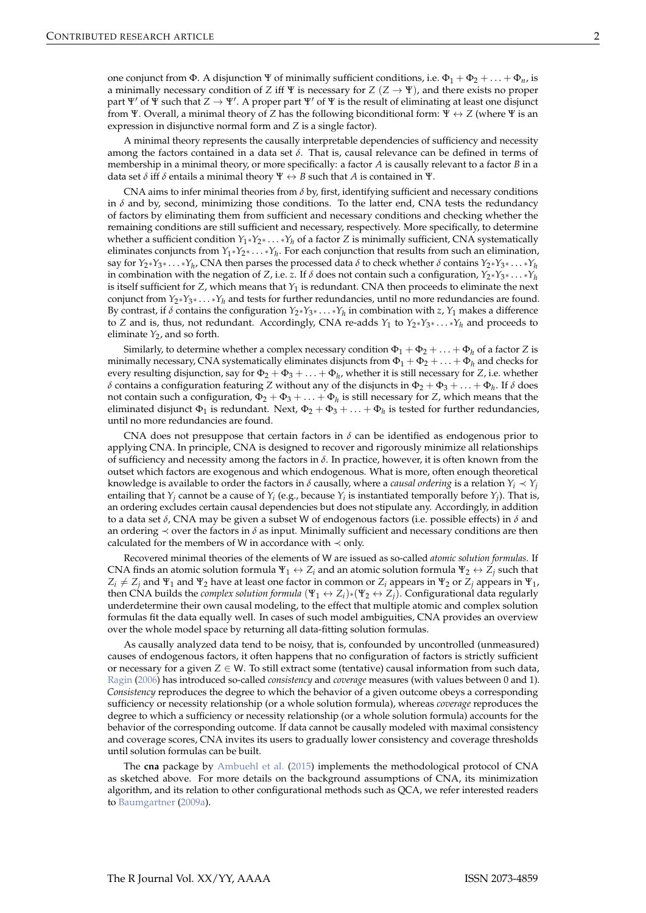one conjunct from $\Phi$. A disjunction $\Psi$ of minimally sufficient conditions, i.e. $\Phi_1 + \Phi_2 + \ldots + \Phi_n$, is a minimally necessary condition of $Z$ iff $\Psi$ is necessary for $Z$ ($Z \rightarrow \Psi$), and there exists no proper part $\Psi'$ of $\Psi$ such that $Z \rightarrow \Psi'$. A proper part $\Psi'$ of $\Psi$ is the result of eliminating at least one disjunct from $\Psi$. Overall, a minimal theory of $Z$ has the following biconditional form: $\Psi \leftrightarrow Z$ (where $\Psi$ is an expression in disjunctive normal form and $Z$ is a single factor).

A minimal theory represents the causally interpretable dependencies of sufficiency and necessity among the factors contained in a data set $\delta$. That is, causal relevance can be defined in terms of membership in a minimal theory, or more specifically: a factor $A$ is causally relevant to a factor $B$ in a data set $\delta$ iff $\delta$ entails a minimal theory $\Psi \leftrightarrow B$ such that $A$ is contained in $\Psi$.

CNA aims to infer minimal theories from $\delta$ by, first, identifying sufficient and necessary conditions in $\delta$ and by, second, minimizing those conditions. To the latter end, CNA tests the redundancy of factors by eliminating them from sufficient and necessary conditions and checking whether the remaining conditions are still sufficient and necessary, respectively. More specifically, to determine whether a sufficient condition $Y_1{*}Y_2{*}\ldots{*}Y_h$ of a factor $Z$ is minimally sufficient, CNA systematically eliminates conjuncts from $Y_1{*}Y_2{*}\ldots{*}Y_h$. For each conjunction that results from such an elimination, say for $Y_2{*}Y_3{*}\ldots{*}Y_h$, CNA then parses the processed data $\delta$ to check whether $\delta$ contains $Y_2{*}Y_3{*}\ldots{*}Y_h$ in combination with the negation of $Z$, i.e. $z$. If $\delta$ does not contain such a configuration, $Y_2{*}Y_3{*}\ldots{*}Y_h$ is itself sufficient for $Z$, which means that $Y_1$ is redundant. CNA then proceeds to eliminate the next conjunct from $Y_2{*}Y_3{*}\ldots{*}Y_h$ and tests for further redundancies, until no more redundancies are found. By contrast, if $\delta$ contains the configuration $Y_2{*}Y_3{*}\ldots{*}Y_h$ in combination with $z$, $Y_1$ makes a difference to $Z$ and is, thus, not redundant. Accordingly, CNA re-adds $Y_1$ to $Y_2{*}Y_3{*}\ldots{*}Y_h$ and proceeds to eliminate $Y_2$, and so forth.

Similarly, to determine whether a complex necessary condition $\Phi_1 + \Phi_2 + \ldots + \Phi_h$ of a factor $Z$ is minimally necessary, CNA systematically eliminates disjuncts from $\Phi_1 + \Phi_2 + \ldots + \Phi_h$ and checks for every resulting disjunction, say for $\Phi_2 + \Phi_3 + \ldots + \Phi_h$, whether it is still necessary for $Z$, i.e. whether $\delta$ contains a configuration featuring $Z$ without any of the disjuncts in $\Phi_2 + \Phi_3 + \ldots + \Phi_h$. If $\delta$ does not contain such a configuration, $\Phi_2 + \Phi_3 + \ldots + \Phi_h$ is still necessary for $Z$, which means that the eliminated disjunct $\Phi_1$ is redundant. Next, $\Phi_2 + \Phi_3 + \ldots + \Phi_h$ is tested for further redundancies, until no more redundancies are found.

CNA does not presuppose that certain factors in $\delta$ can be identified as endogenous prior to applying CNA. In principle, CNA is designed to recover and rigorously minimize all relationships of sufficiency and necessity among the factors in $\delta$. In practice, however, it is often known from the outset which factors are exogenous and which endogenous. What is more, often enough theoretical knowledge is available to order the factors in $\delta$ causally, where a *causal ordering* is a relation $Y_i \prec Y_j$ entailing that $Y_j$ cannot be a cause of $Y_i$ (e.g., because $Y_i$ is instantiated temporally before $Y_j$). That is, an ordering excludes certain causal dependencies but does not stipulate any. Accordingly, in addition to a data set $\delta$, CNA may be given a subset W of endogenous factors (i.e. possible effects) in $\delta$ and an ordering $\prec$ over the factors in $\delta$ as input. Minimally sufficient and necessary conditions are then calculated for the members of W in accordance with $\prec$ only.

Recovered minimal theories of the elements of W are issued as so-called *atomic solution formulas*. If CNA finds an atomic solution formula $\Psi_1 \leftrightarrow Z_i$ and an atomic solution formula $\Psi_2 \leftrightarrow Z_j$ such that $Z_i \neq Z_j$ and $\Psi_1$ and $\Psi_2$ have at least one factor in common or $Z_i$ appears in $\Psi_2$ or $Z_j$ appears in $\Psi_1$, then CNA builds the *complex solution formula* $(\Psi_1 \leftrightarrow Z_i){*}(\Psi_2 \leftrightarrow Z_j)$. Configurational data regularly underdetermine their own causal modeling, to the effect that multiple atomic and complex solution formulas fit the data equally well. In cases of such model ambiguities, CNA provides an overview over the whole model space by returning all data-fitting solution formulas.

As causally analyzed data tend to be noisy, that is, confounded by uncontrolled (unmeasured) causes of endogenous factors, it often happens that no configuration of factors is strictly sufficient or necessary for a given $Z \in$ W. To still extract some (tentative) causal information from such data, Ragin (2006) has introduced so-called *consistency* and *coverage* measures (with values between 0 and 1). *Consistency* reproduces the degree to which the behavior of a given outcome obeys a corresponding sufficiency or necessity relationship (or a whole solution formula), whereas *coverage* reproduces the degree to which a sufficiency or necessity relationship (or a whole solution formula) accounts for the behavior of the corresponding outcome. If data cannot be causally modeled with maximal consistency and coverage scores, CNA invites its users to gradually lower consistency and coverage thresholds until solution formulas can be built.

The **cna** package by Ambuehl et al. (2015) implements the methodological protocol of CNA as sketched above. For more details on the background assumptions of CNA, its minimization algorithm, and its relation to other configurational methods such as QCA, we refer interested readers to Baumgartner (2009a).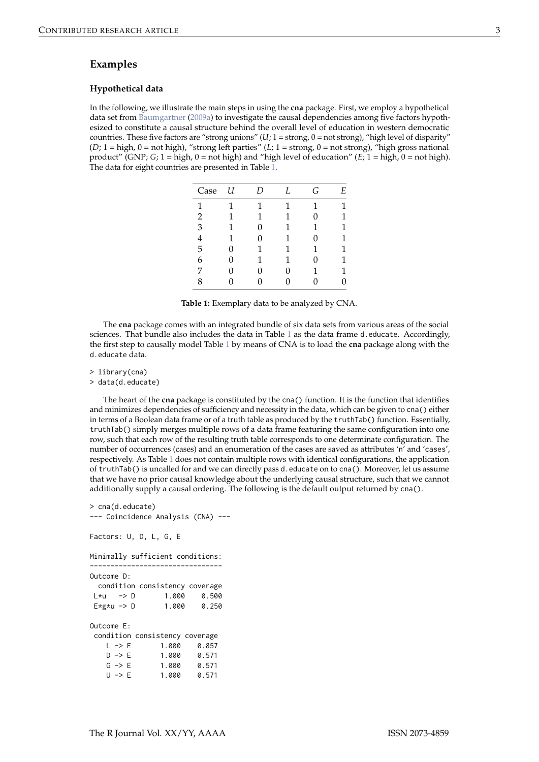## Examples

### Hypothetical data

In the following, we illustrate the main steps in using the **cna** package. First, we employ a hypothetical data set from Baumgartner (2009a) to investigate the causal dependencies among five factors hypothesized to constitute a causal structure behind the overall level of education in western democratic countries. These five factors are "strong unions" ($U$; 1 = strong, 0 = not strong), "high level of disparity" ($D$; 1 = high, 0 = not high), "strong left parties" ($L$; 1 = strong, 0 = not strong), "high gross national product" (GNP; $G$; 1 = high, 0 = not high) and "high level of education" ($E$; 1 = high, 0 = not high). The data for eight countries are presented in Table 1.

| Case | $U$ | $D$ | $L$ | $G$ | $E$ |
|---|---|---|---|---|---|
| 1 | 1 | 1 | 1 | 1 | 1 |
| 2 | 1 | 1 | 1 | 0 | 1 |
| 3 | 1 | 0 | 1 | 1 | 1 |
| 4 | 1 | 0 | 1 | 0 | 1 |
| 5 | 0 | 1 | 1 | 1 | 1 |
| 6 | 0 | 1 | 1 | 0 | 1 |
| 7 | 0 | 0 | 0 | 1 | 1 |
| 8 | 0 | 0 | 0 | 0 | 0 |

**Table 1:** Exemplary data to be analyzed by CNA.

The **cna** package comes with an integrated bundle of six data sets from various areas of the social sciences. That bundle also includes the data in Table 1 as the data frame `d.educate`. Accordingly, the first step to causally model Table 1 by means of CNA is to load the **cna** package along with the `d.educate` data.

```
> library(cna)
> data(d.educate)
```

The heart of the **cna** package is constituted by the `cna()` function. It is the function that identifies and minimizes dependencies of sufficiency and necessity in the data, which can be given to `cna()` either in terms of a Boolean data frame or of a truth table as produced by the `truthTab()` function. Essentially, `truthTab()` simply merges multiple rows of a data frame featuring the same configuration into one row, such that each row of the resulting truth table corresponds to one determinate configuration. The number of occurrences (cases) and an enumeration of the cases are saved as attributes 'n' and 'cases', respectively. As Table 1 does not contain multiple rows with identical configurations, the application of `truthTab()` is uncalled for and we can directly pass `d.educate` on to `cna()`. Moreover, let us assume that we have no prior causal knowledge about the underlying causal structure, such that we cannot additionally supply a causal ordering. The following is the default output returned by `cna()`.

```
> cna(d.educate)
--- Coincidence Analysis (CNA) ---

Factors: U, D, L, G, E

Minimally sufficient conditions:
--------------------------------
Outcome D:
  condition consistency coverage
 L*u   -> D       1.000    0.500
 E*g*u -> D       1.000    0.250

Outcome E:
 condition consistency coverage
    L -> E       1.000    0.857
    D -> E       1.000    0.571
    G -> E       1.000    0.571
    U -> E       1.000    0.571
```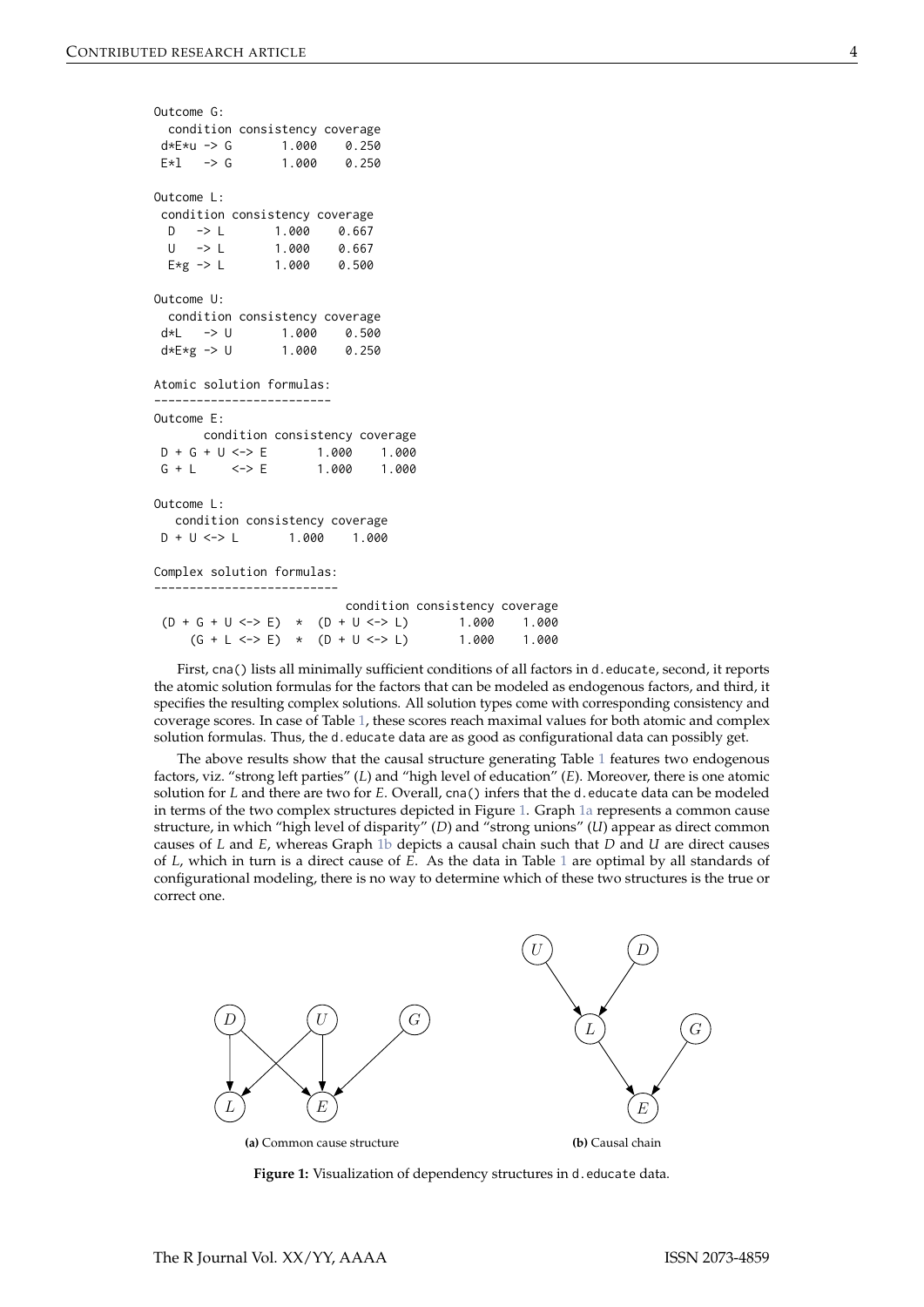```
Outcome G:
  condition consistency coverage
 d*E*u -> G       1.000    0.250
 E*l   -> G       1.000    0.250

Outcome L:
 condition consistency coverage
  D   -> L       1.000    0.667
  U   -> L       1.000    0.667
  E*g -> L       1.000    0.500

Outcome U:
  condition consistency coverage
 d*L   -> U       1.000    0.500
 d*E*g -> U       1.000    0.250

Atomic solution formulas:
-------------------------
Outcome E:
       condition consistency coverage
 D + G + U <-> E       1.000    1.000
 G + L     <-> E       1.000    1.000

Outcome L:
   condition consistency coverage
 D + U <-> L       1.000    1.000

Complex solution formulas:
--------------------------
                            condition consistency coverage
 (D + G + U <-> E)  *  (D + U <-> L)       1.000    1.000
     (G + L <-> E)  *  (D + U <-> L)       1.000    1.000
```

First, `cna()` lists all minimally sufficient conditions of all factors in `d.educate`, second, it reports the atomic solution formulas for the factors that can be modeled as endogenous factors, and third, it specifies the resulting complex solutions. All solution types come with corresponding consistency and coverage scores. In case of Table 1, these scores reach maximal values for both atomic and complex solution formulas. Thus, the `d.educate` data are as good as configurational data can possibly get.

The above results show that the causal structure generating Table 1 features two endogenous factors, viz. "strong left parties" (*L*) and "high level of education" (*E*). Moreover, there is one atomic solution for *L* and there are two for *E*. Overall, `cna()` infers that the `d.educate` data can be modeled in terms of the two complex structures depicted in Figure 1. Graph 1a represents a common cause structure, in which "high level of disparity" (*D*) and "strong unions" (*U*) appear as direct common causes of *L* and *E*, whereas Graph 1b depicts a causal chain such that *D* and *U* are direct causes of *L*, which in turn is a direct cause of *E*. As the data in Table 1 are optimal by all standards of configurational modeling, there is no way to determine which of these two structures is the true or correct one.

**(a)** Common cause structure

**(b)** Causal chain

**Figure 1:** Visualization of dependency structures in `d.educate` data.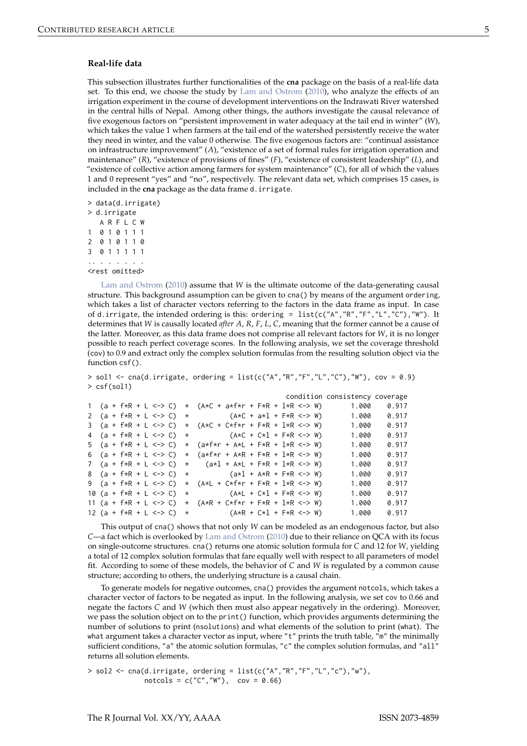### Real-life data

This subsection illustrates further functionalities of the **cna** package on the basis of a real-life data set. To this end, we choose the study by Lam and Ostrom (2010), who analyze the effects of an irrigation experiment in the course of development interventions on the Indrawati River watershed in the central hills of Nepal. Among other things, the authors investigate the causal relevance of five exogenous factors on "persistent improvement in water adequacy at the tail end in winter" ($W$), which takes the value 1 when farmers at the tail end of the watershed persistently receive the water they need in winter, and the value 0 otherwise. The five exogenous factors are: "continual assistance on infrastructure improvement" ($A$), "existence of a set of formal rules for irrigation operation and maintenance" ($R$), "existence of provisions of fines" ($F$), "existence of consistent leadership" ($L$), and "existence of collective action among farmers for system maintenance" ($C$), for all of which the values 1 and 0 represent "yes" and "no", respectively. The relevant data set, which comprises 15 cases, is included in the **cna** package as the data frame `d.irrigate`.

```
> data(d.irrigate)
> d.irrigate
   A R F L C W
1  0 1 0 1 1 1
2  0 1 0 1 1 0
3  0 1 1 1 1 1
.. . . . . . .
<rest omitted>
```

Lam and Ostrom (2010) assume that $W$ is the ultimate outcome of the data-generating causal structure. This background assumption can be given to `cna()` by means of the argument `ordering`, which takes a list of character vectors referring to the factors in the data frame as input. In case of `d.irrigate`, the intended ordering is this: `ordering = list(c("A","R","F","L","C"),"W")`. It determines that $W$ is causally located *after* $A$, $R$, $F$, $L$, $C$, meaning that the former cannot be a cause of the latter. Moreover, as this data frame does not comprise all relevant factors for $W$, it is no longer possible to reach perfect coverage scores. In the following analysis, we set the coverage threshold (`cov`) to 0.9 and extract only the complex solution formulas from the resulting solution object via the function `csf()`.

```
> sol1 <- cna(d.irrigate, ordering = list(c("A","R","F","L","C"),"W"), cov = 0.9)
> csf(sol1)
                                                          condition consistency coverage
1  (a + f*R + L <-> C)  *  (A*C + a*f*r + F*R + l*R <-> W)       1.000    0.917
2  (a + f*R + L <-> C)  *          (A*C + a*l + F*R <-> W)       1.000    0.917
3  (a + f*R + L <-> C)  *  (A*C + C*f*r + F*R + l*R <-> W)       1.000    0.917
4  (a + f*R + L <-> C)  *          (A*C + C*l + F*R <-> W)       1.000    0.917
5  (a + f*R + L <-> C)  *  (a*f*r + A*L + F*R + l*R <-> W)       1.000    0.917
6  (a + f*R + L <-> C)  *  (a*f*r + A*R + F*R + l*R <-> W)       1.000    0.917
7  (a + f*R + L <-> C)  *    (a*l + A*L + F*R + l*R <-> W)       1.000    0.917
8  (a + f*R + L <-> C)  *          (a*l + A*R + F*R <-> W)       1.000    0.917
9  (a + f*R + L <-> C)  *  (A*L + C*f*r + F*R + l*R <-> W)       1.000    0.917
10 (a + f*R + L <-> C)  *          (A*L + C*l + F*R <-> W)       1.000    0.917
11 (a + f*R + L <-> C)  *  (A*R + C*f*r + F*R + l*R <-> W)       1.000    0.917
12 (a + f*R + L <-> C)  *          (A*R + C*l + F*R <-> W)       1.000    0.917
```

This output of `cna()` shows that not only $W$ can be modeled as an endogenous factor, but also $C$—a fact which is overlooked by Lam and Ostrom (2010) due to their reliance on QCA with its focus on single-outcome structures. `cna()` returns one atomic solution formula for $C$ and 12 for $W$, yielding a total of 12 complex solution formulas that fare equally well with respect to all parameters of model fit. According to some of these models, the behavior of $C$ and $W$ is regulated by a common cause structure; according to others, the underlying structure is a causal chain.

To generate models for negative outcomes, `cna()` provides the argument `notcols`, which takes a character vector of factors to be negated as input. In the following analysis, we set `cov` to 0.66 and negate the factors $C$ and $W$ (which then must also appear negatively in the ordering). Moreover, we pass the solution object on to the `print()` function, which provides arguments determining the number of solutions to print (`nsolutions`) and what elements of the solution to print (`what`). The `what` argument takes a character vector as input, where `"t"` prints the truth table, `"m"` the minimally sufficient conditions, `"a"` the atomic solution formulas, `"c"` the complex solution formulas, and `"all"` returns all solution elements.

```
> sol2 <- cna(d.irrigate, ordering = list(c("A","R","F","L","c"),"w"),
              notcols = c("C","W"),  cov = 0.66)
```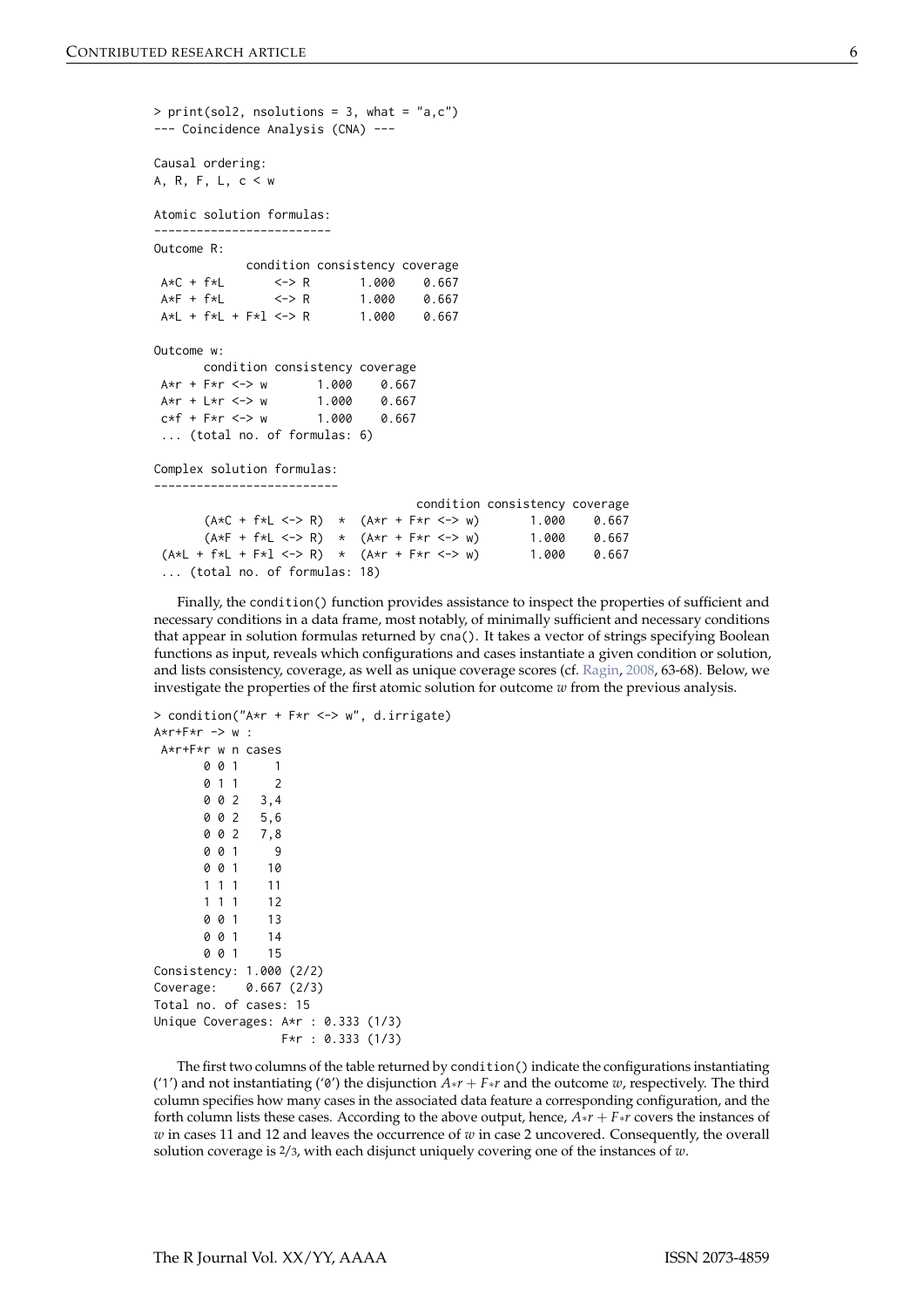```
> print(sol2, nsolutions = 3, what = "a,c")
--- Coincidence Analysis (CNA) ---

Causal ordering:
A, R, F, L, c < w

Atomic solution formulas:
------------------------
Outcome R:
            condition consistency coverage
 A*C + f*L       <-> R       1.000    0.667
 A*F + f*L       <-> R       1.000    0.667
 A*L + f*L + F*l <-> R       1.000    0.667

Outcome w:
      condition consistency coverage
 A*r + F*r <-> w       1.000    0.667
 A*r + L*r <-> w       1.000    0.667
 c*f + F*r <-> w       1.000    0.667
 ... (total no. of formulas: 6)

Complex solution formulas:
-------------------------
                                          condition consistency coverage
       (A*C + f*L <-> R)  *  (A*r + F*r <-> w)       1.000    0.667
       (A*F + f*L <-> R)  *  (A*r + F*r <-> w)       1.000    0.667
 (A*L + f*L + F*l <-> R)  *  (A*r + F*r <-> w)       1.000    0.667
 ... (total no. of formulas: 18)
```

Finally, the `condition()` function provides assistance to inspect the properties of sufficient and necessary conditions in a data frame, most notably, of minimally sufficient and necessary conditions that appear in solution formulas returned by `cna()`. It takes a vector of strings specifying Boolean functions as input, reveals which configurations and cases instantiate a given condition or solution, and lists consistency, coverage, as well as unique coverage scores (cf. Ragin, 2008, 63-68). Below, we investigate the properties of the first atomic solution for outcome $w$ from the previous analysis.

```
> condition("A*r + F*r <-> w", d.irrigate)
A*r+F*r -> w :
 A*r+F*r w n cases
       0 0 1     1
       0 1 1     2
       0 0 2   3,4
       0 0 2   5,6
       0 0 2   7,8
       0 0 1     9
       0 0 1    10
       1 1 1    11
       1 1 1    12
       0 0 1    13
       0 0 1    14
       0 0 1    15
Consistency: 1.000 (2/2)
Coverage:    0.667 (2/3)
Total no. of cases: 15
Unique Coverages: A*r : 0.333 (1/3)
                  F*r : 0.333 (1/3)
```

The first two columns of the table returned by `condition()` indicate the configurations instantiating ('1') and not instantiating ('0') the disjunction $A{*}r + F{*}r$ and the outcome $w$, respectively. The third column specifies how many cases in the associated data feature a corresponding configuration, and the forth column lists these cases. According to the above output, hence, $A{*}r + F{*}r$ covers the instances of $w$ in cases 11 and 12 and leaves the occurrence of $w$ in case 2 uncovered. Consequently, the overall solution coverage is $2/3$, with each disjunct uniquely covering one of the instances of $w$.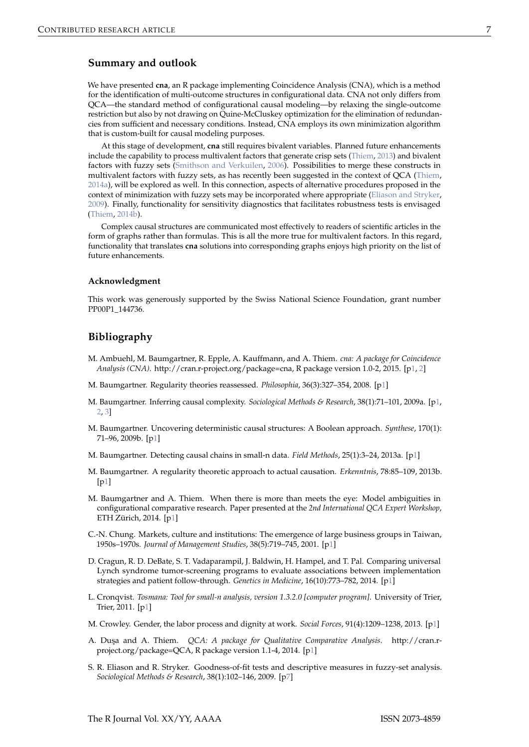## Summary and outlook

We have presented **cna**, an R package implementing Coincidence Analysis (CNA), which is a method for the identification of multi-outcome structures in configurational data. CNA not only differs from QCA—the standard method of configurational causal modeling—by relaxing the single-outcome restriction but also by not drawing on Quine-McCluskey optimization for the elimination of redundancies from sufficient and necessary conditions. Instead, CNA employs its own minimization algorithm that is custom-built for causal modeling purposes.

At this stage of development, **cna** still requires bivalent variables. Planned future enhancements include the capability to process multivalent factors that generate crisp sets (Thiem, 2013) and bivalent factors with fuzzy sets (Smithson and Verkuilen, 2006). Possibilities to merge these constructs in multivalent factors with fuzzy sets, as has recently been suggested in the context of QCA (Thiem, 2014a), will be explored as well. In this connection, aspects of alternative procedures proposed in the context of minimization with fuzzy sets may be incorporated where appropriate (Eliason and Stryker, 2009). Finally, functionality for sensitivity diagnostics that facilitates robustness tests is envisaged (Thiem, 2014b).

Complex causal structures are communicated most effectively to readers of scientific articles in the form of graphs rather than formulas. This is all the more true for multivalent factors. In this regard, functionality that translates **cna** solutions into corresponding graphs enjoys high priority on the list of future enhancements.

### Acknowledgment

This work was generously supported by the Swiss National Science Foundation, grant number PP00P1_144736.

## Bibliography

M. Ambuehl, M. Baumgartner, R. Epple, A. Kauffmann, and A. Thiem. *cna: A package for Coincidence Analysis (CNA)*. http://cran.r-project.org/package=cna, R package version 1.0-2, 2015. [p1, 2]

M. Baumgartner. Regularity theories reassessed. *Philosophia*, 36(3):327–354, 2008. [p1]

M. Baumgartner. Inferring causal complexity. *Sociological Methods & Research*, 38(1):71–101, 2009a. [p1, 2, 3]

M. Baumgartner. Uncovering deterministic causal structures: A Boolean approach. *Synthese*, 170(1): 71–96, 2009b. [p1]

M. Baumgartner. Detecting causal chains in small-n data. *Field Methods*, 25(1):3–24, 2013a. [p1]

M. Baumgartner. A regularity theoretic approach to actual causation. *Erkenntnis*, 78:85–109, 2013b. [p1]

M. Baumgartner and A. Thiem. When there is more than meets the eye: Model ambiguities in configurational comparative research. Paper presented at the *2nd International QCA Expert Workshop*, ETH Zürich, 2014. [p1]

C.-N. Chung. Markets, culture and institutions: The emergence of large business groups in Taiwan, 1950s–1970s. *Journal of Management Studies*, 38(5):719–745, 2001. [p1]

D. Cragun, R. D. DeBate, S. T. Vadaparampil, J. Baldwin, H. Hampel, and T. Pal. Comparing universal Lynch syndrome tumor-screening programs to evaluate associations between implementation strategies and patient follow-through. *Genetics in Medicine*, 16(10):773–782, 2014. [p1]

L. Cronqvist. *Tosmana: Tool for small-n analysis, version 1.3.2.0 [computer program]*. University of Trier, Trier, 2011. [p1]

M. Crowley. Gender, the labor process and dignity at work. *Social Forces*, 91(4):1209–1238, 2013. [p1]

A. Dușa and A. Thiem. *QCA: A package for Qualitative Comparative Analysis*. http://cran.r-project.org/package=QCA, R package version 1.1-4, 2014. [p1]

S. R. Eliason and R. Stryker. Goodness-of-fit tests and descriptive measures in fuzzy-set analysis. *Sociological Methods & Research*, 38(1):102–146, 2009. [p7]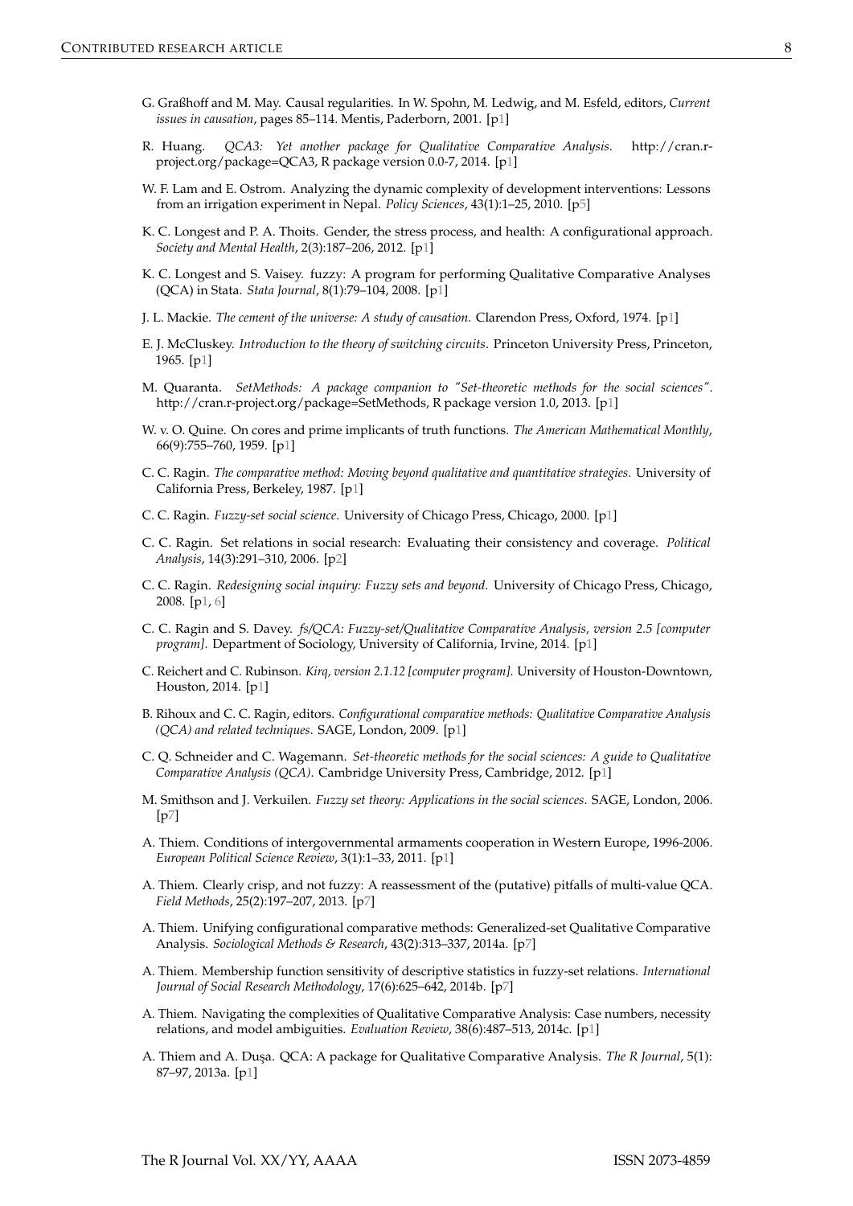G. Graßhoff and M. May. Causal regularities. In W. Spohn, M. Ledwig, and M. Esfeld, editors, *Current issues in causation*, pages 85–114. Mentis, Paderborn, 2001. [p1]

R. Huang. *QCA3: Yet another package for Qualitative Comparative Analysis*. http://cran.r-project.org/package=QCA3, R package version 0.0-7, 2014. [p1]

W. F. Lam and E. Ostrom. Analyzing the dynamic complexity of development interventions: Lessons from an irrigation experiment in Nepal. *Policy Sciences*, 43(1):1–25, 2010. [p5]

K. C. Longest and P. A. Thoits. Gender, the stress process, and health: A configurational approach. *Society and Mental Health*, 2(3):187–206, 2012. [p1]

K. C. Longest and S. Vaisey. fuzzy: A program for performing Qualitative Comparative Analyses (QCA) in Stata. *Stata Journal*, 8(1):79–104, 2008. [p1]

J. L. Mackie. *The cement of the universe: A study of causation*. Clarendon Press, Oxford, 1974. [p1]

E. J. McCluskey. *Introduction to the theory of switching circuits*. Princeton University Press, Princeton, 1965. [p1]

M. Quaranta. *SetMethods: A package companion to "Set-theoretic methods for the social sciences"*. http://cran.r-project.org/package=SetMethods, R package version 1.0, 2013. [p1]

W. v. O. Quine. On cores and prime implicants of truth functions. *The American Mathematical Monthly*, 66(9):755–760, 1959. [p1]

C. C. Ragin. *The comparative method: Moving beyond qualitative and quantitative strategies*. University of California Press, Berkeley, 1987. [p1]

C. C. Ragin. *Fuzzy-set social science*. University of Chicago Press, Chicago, 2000. [p1]

C. C. Ragin. Set relations in social research: Evaluating their consistency and coverage. *Political Analysis*, 14(3):291–310, 2006. [p2]

C. C. Ragin. *Redesigning social inquiry: Fuzzy sets and beyond*. University of Chicago Press, Chicago, 2008. [p1, 6]

C. C. Ragin and S. Davey. *fs/QCA: Fuzzy-set/Qualitative Comparative Analysis, version 2.5 [computer program]*. Department of Sociology, University of California, Irvine, 2014. [p1]

C. Reichert and C. Rubinson. *Kirq, version 2.1.12 [computer program]*. University of Houston-Downtown, Houston, 2014. [p1]

B. Rihoux and C. C. Ragin, editors. *Configurational comparative methods: Qualitative Comparative Analysis (QCA) and related techniques*. SAGE, London, 2009. [p1]

C. Q. Schneider and C. Wagemann. *Set-theoretic methods for the social sciences: A guide to Qualitative Comparative Analysis (QCA)*. Cambridge University Press, Cambridge, 2012. [p1]

M. Smithson and J. Verkuilen. *Fuzzy set theory: Applications in the social sciences*. SAGE, London, 2006. [p7]

A. Thiem. Conditions of intergovernmental armaments cooperation in Western Europe, 1996-2006. *European Political Science Review*, 3(1):1–33, 2011. [p1]

A. Thiem. Clearly crisp, and not fuzzy: A reassessment of the (putative) pitfalls of multi-value QCA. *Field Methods*, 25(2):197–207, 2013. [p7]

A. Thiem. Unifying configurational comparative methods: Generalized-set Qualitative Comparative Analysis. *Sociological Methods & Research*, 43(2):313–337, 2014a. [p7]

A. Thiem. Membership function sensitivity of descriptive statistics in fuzzy-set relations. *International Journal of Social Research Methodology*, 17(6):625–642, 2014b. [p7]

A. Thiem. Navigating the complexities of Qualitative Comparative Analysis: Case numbers, necessity relations, and model ambiguities. *Evaluation Review*, 38(6):487–513, 2014c. [p1]

A. Thiem and A. Dușa. QCA: A package for Qualitative Comparative Analysis. *The R Journal*, 5(1): 87–97, 2013a. [p1]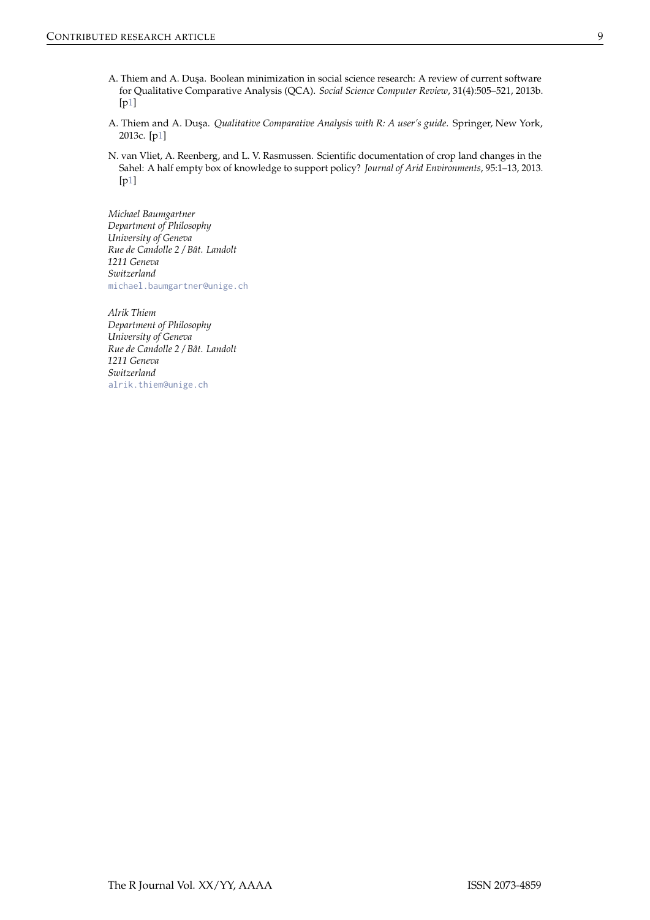A. Thiem and A. Duşa. Boolean minimization in social science research: A review of current software for Qualitative Comparative Analysis (QCA). *Social Science Computer Review*, 31(4):505–521, 2013b. [p1]

A. Thiem and A. Duşa. *Qualitative Comparative Analysis with R: A user's guide*. Springer, New York, 2013c. [p1]

N. van Vliet, A. Reenberg, and L. V. Rasmussen. Scientific documentation of crop land changes in the Sahel: A half empty box of knowledge to support policy? *Journal of Arid Environments*, 95:1–13, 2013. [p1]

*Michael Baumgartner*
*Department of Philosophy*
*University of Geneva*
*Rue de Candolle 2 / Bât. Landolt*
*1211 Geneva*
*Switzerland*
michael.baumgartner@unige.ch

*Alrik Thiem*
*Department of Philosophy*
*University of Geneva*
*Rue de Candolle 2 / Bât. Landolt*
*1211 Geneva*
*Switzerland*
alrik.thiem@unige.ch